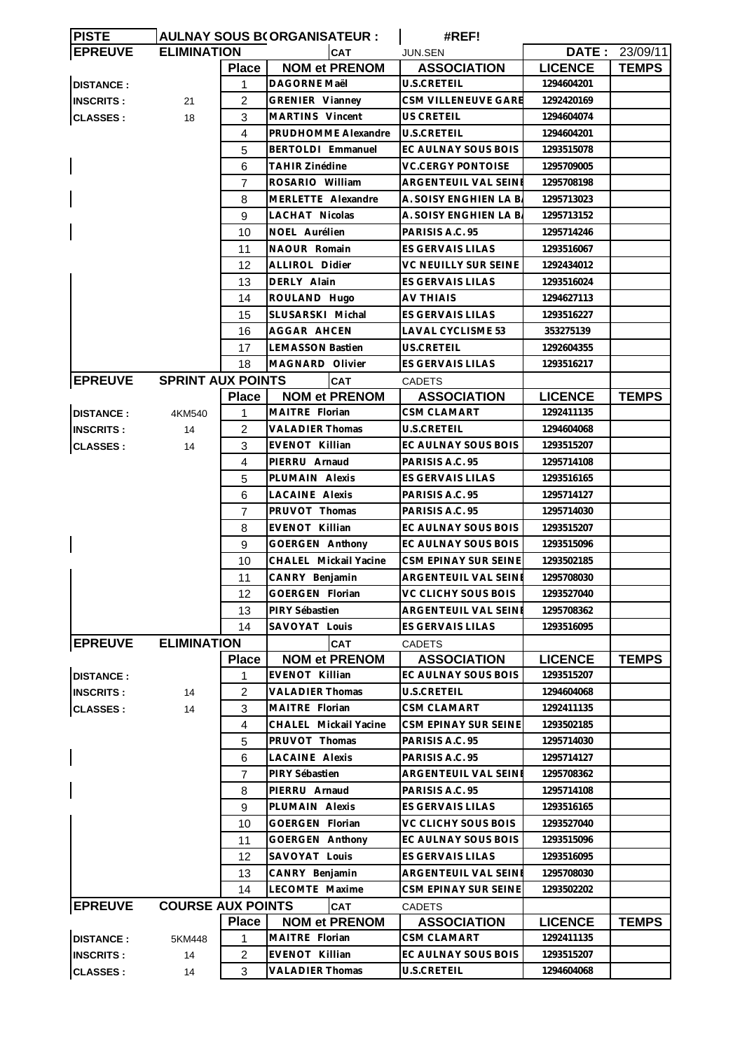| PISTE | AULNAY SOUS BO | ORGANISATEUR : | | #REF! | | |
|---|---|---|---|---|---|---|
| EPREUVE | ELIMINATION | | CAT | JUN.SEN | DATE : | 23/09/11 |
| | | Place | NOM et PRENOM | ASSOCIATION | LICENCE | TEMPS |
| DISTANCE : | | 1 | DAGORNE Maël | U.S.CRETEIL | 1294604201 | |
| INSCRITS : | 21 | 2 | GRENIER Vianney | CSM VILLENEUVE GARE | 1292420169 | |
| CLASSES : | 18 | 3 | MARTINS Vincent | US CRETEIL | 1294604074 | |
| | | 4 | PRUDHOMME Alexandre | U.S.CRETEIL | 1294604201 | |
| | | 5 | BERTOLDI Emmanuel | EC AULNAY SOUS BOIS | 1293515078 | |
| | | 6 | TAHIR Zinédine | VC.CERGY PONTOISE | 1295709005 | |
| | | 7 | ROSARIO William | ARGENTEUIL VAL SEINE | 1295708198 | |
| | | 8 | MERLETTE Alexandre | A. SOISY ENGHIEN LA BA | 1295713023 | |
| | | 9 | LACHAT Nicolas | A. SOISY ENGHIEN LA BA | 1295713152 | |
| | | 10 | NOEL Aurélien | PARISIS A.C. 95 | 1295714246 | |
| | | 11 | NAOUR Romain | ES GERVAIS LILAS | 1293516067 | |
| | | 12 | ALLIROL Didier | VC NEUILLY SUR SEINE | 1292434012 | |
| | | 13 | DERLY Alain | ES GERVAIS LILAS | 1293516024 | |
| | | 14 | ROULAND Hugo | AV THIAIS | 1294627113 | |
| | | 15 | SLUSARSKI Michal | ES GERVAIS LILAS | 1293516227 | |
| | | 16 | AGGAR AHCEN | LAVAL CYCLISME 53 | 353275139 | |
| | | 17 | LEMASSON Bastien | US.CRETEIL | 1292604355 | |
| | | 18 | MAGNARD Olivier | ES GERVAIS LILAS | 1293516217 | |
| EPREUVE | SPRINT AUX POINTS | | CAT | CADETS | | |
| | | Place | NOM et PRENOM | ASSOCIATION | LICENCE | TEMPS |
| DISTANCE : | 4KM540 | 1 | MAITRE Florian | CSM CLAMART | 1292411135 | |
| INSCRITS : | 14 | 2 | VALADIER Thomas | U.S.CRETEIL | 1294604068 | |
| CLASSES : | 14 | 3 | EVENOT Killian | EC AULNAY SOUS BOIS | 1293515207 | |
| | | 4 | PIERRU Arnaud | PARISIS A.C. 95 | 1295714108 | |
| | | 5 | PLUMAIN Alexis | ES GERVAIS LILAS | 1293516165 | |
| | | 6 | LACAINE Alexis | PARISIS A.C. 95 | 1295714127 | |
| | | 7 | PRUVOT Thomas | PARISIS A.C. 95 | 1295714030 | |
| | | 8 | EVENOT Killian | EC AULNAY SOUS BOIS | 1293515207 | |
| | | 9 | GOERGEN Anthony | EC AULNAY SOUS BOIS | 1293515096 | |
| | | 10 | CHALEL Mickail Yacine | CSM EPINAY SUR SEINE | 1293502185 | |
| | | 11 | CANRY Benjamin | ARGENTEUIL VAL SEINE | 1295708030 | |
| | | 12 | GOERGEN Florian | VC CLICHY SOUS BOIS | 1293527040 | |
| | | 13 | PIRY Sébastien | ARGENTEUIL VAL SEINE | 1295708362 | |
| | | 14 | SAVOYAT Louis | ES GERVAIS LILAS | 1293516095 | |
| EPREUVE | ELIMINATION | | CAT | CADETS | | |
| | | Place | NOM et PRENOM | ASSOCIATION | LICENCE | TEMPS |
| DISTANCE : | | 1 | EVENOT Killian | EC AULNAY SOUS BOIS | 1293515207 | |
| INSCRITS : | 14 | 2 | VALADIER Thomas | U.S.CRETEIL | 1294604068 | |
| CLASSES : | 14 | 3 | MAITRE Florian | CSM CLAMART | 1292411135 | |
| | | 4 | CHALEL Mickail Yacine | CSM EPINAY SUR SEINE | 1293502185 | |
| | | 5 | PRUVOT Thomas | PARISIS A.C. 95 | 1295714030 | |
| | | 6 | LACAINE Alexis | PARISIS A.C. 95 | 1295714127 | |
| | | 7 | PIRY Sébastien | ARGENTEUIL VAL SEINE | 1295708362 | |
| | | 8 | PIERRU Arnaud | PARISIS A.C. 95 | 1295714108 | |
| | | 9 | PLUMAIN Alexis | ES GERVAIS LILAS | 1293516165 | |
| | | 10 | GOERGEN Florian | VC CLICHY SOUS BOIS | 1293527040 | |
| | | 11 | GOERGEN Anthony | EC AULNAY SOUS BOIS | 1293515096 | |
| | | 12 | SAVOYAT Louis | ES GERVAIS LILAS | 1293516095 | |
| | | 13 | CANRY Benjamin | ARGENTEUIL VAL SEINE | 1295708030 | |
| | | 14 | LECOMTE Maxime | CSM EPINAY SUR SEINE | 1293502202 | |
| EPREUVE | COURSE AUX POINTS | | CAT | CADETS | | |
| | | Place | NOM et PRENOM | ASSOCIATION | LICENCE | TEMPS |
| DISTANCE : | 5KM448 | 1 | MAITRE Florian | CSM CLAMART | 1292411135 | |
| INSCRITS : | 14 | 2 | EVENOT Killian | EC AULNAY SOUS BOIS | 1293515207 | |
| CLASSES : | 14 | 3 | VALADIER Thomas | U.S.CRETEIL | 1294604068 | |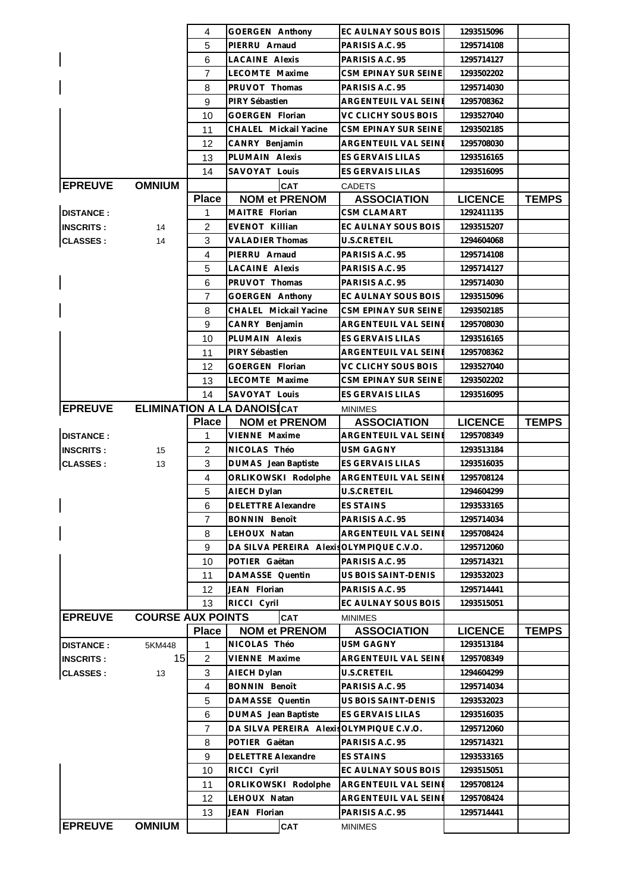| | | Place | NOM et PRENOM | ASSOCIATION | LICENCE | TEMPS |
|---|---|---|---|---|---|---|
| | | 4 | GOERGEN Anthony | EC AULNAY SOUS BOIS | 1293515096 | |
| | | 5 | PIERRU Arnaud | PARISIS A.C. 95 | 1295714108 | |
| | | 6 | LACAINE Alexis | PARISIS A.C. 95 | 1295714127 | |
| | | 7 | LECOMTE Maxime | CSM EPINAY SUR SEINE | 1293502202 | |
| | | 8 | PRUVOT Thomas | PARISIS A.C. 95 | 1295714030 | |
| | | 9 | PIRY Sébastien | ARGENTEUIL VAL SEINE | 1295708362 | |
| | | 10 | GOERGEN Florian | VC CLICHY SOUS BOIS | 1293527040 | |
| | | 11 | CHALEL Mickail Yacine | CSM EPINAY SUR SEINE | 1293502185 | |
| | | 12 | CANRY Benjamin | ARGENTEUIL VAL SEINE | 1295708030 | |
| | | 13 | PLUMAIN Alexis | ES GERVAIS LILAS | 1293516165 | |
| | | 14 | SAVOYAT Louis | ES GERVAIS LILAS | 1293516095 | |

| EPREUVE | OMNIUM | | CAT | CADETS | | |
|---|---|---|---|---|---|---|
| | | Place | NOM et PRENOM | ASSOCIATION | LICENCE | TEMPS |
| DISTANCE : | | 1 | MAITRE Florian | CSM CLAMART | 1292411135 | |
| INSCRITS : | 14 | 2 | EVENOT Killian | EC AULNAY SOUS BOIS | 1293515207 | |
| CLASSES : | 14 | 3 | VALADIER Thomas | U.S.CRETEIL | 1294604068 | |
| | | 4 | PIERRU Arnaud | PARISIS A.C. 95 | 1295714108 | |
| | | 5 | LACAINE Alexis | PARISIS A.C. 95 | 1295714127 | |
| | | 6 | PRUVOT Thomas | PARISIS A.C. 95 | 1295714030 | |
| | | 7 | GOERGEN Anthony | EC AULNAY SOUS BOIS | 1293515096 | |
| | | 8 | CHALEL Mickail Yacine | CSM EPINAY SUR SEINE | 1293502185 | |
| | | 9 | CANRY Benjamin | ARGENTEUIL VAL SEINE | 1295708030 | |
| | | 10 | PLUMAIN Alexis | ES GERVAIS LILAS | 1293516165 | |
| | | 11 | PIRY Sébastien | ARGENTEUIL VAL SEINE | 1295708362 | |
| | | 12 | GOERGEN Florian | VC CLICHY SOUS BOIS | 1293527040 | |
| | | 13 | LECOMTE Maxime | CSM EPINAY SUR SEINE | 1293502202 | |
| | | 14 | SAVOYAT Louis | ES GERVAIS LILAS | 1293516095 | |

| EPREUVE | ELIMINATION A LA DANOISE | | CAT | MINIMES | | |
|---|---|---|---|---|---|---|
| | | Place | NOM et PRENOM | ASSOCIATION | LICENCE | TEMPS |
| DISTANCE : | | 1 | VIENNE Maxime | ARGENTEUIL VAL SEINE | 1295708349 | |
| INSCRITS : | 15 | 2 | NICOLAS Théo | USM GAGNY | 1293513184 | |
| CLASSES : | 13 | 3 | DUMAS Jean Baptiste | ES GERVAIS LILAS | 1293516035 | |
| | | 4 | ORLIKOWSKI Rodolphe | ARGENTEUIL VAL SEINE | 1295708124 | |
| | | 5 | AIECH Dylan | U.S.CRETEIL | 1294604299 | |
| | | 6 | DELETTRE Alexandre | ES STAINS | 1293533165 | |
| | | 7 | BONNIN Benoît | PARISIS A.C. 95 | 1295714034 | |
| | | 8 | LEHOUX Natan | ARGENTEUIL VAL SEINE | 1295708424 | |
| | | 9 | DA SILVA PEREIRA Alexis | OLYMPIQUE C.V.O. | 1295712060 | |
| | | 10 | POTIER Gaëtan | PARISIS A.C. 95 | 1295714321 | |
| | | 11 | DAMASSE Quentin | US BOIS SAINT-DENIS | 1293532023 | |
| | | 12 | JEAN Florian | PARISIS A.C. 95 | 1295714441 | |
| | | 13 | RICCI Cyril | EC AULNAY SOUS BOIS | 1293515051 | |

| EPREUVE | COURSE AUX POINTS | | CAT | MINIMES | | |
|---|---|---|---|---|---|---|
| | | Place | NOM et PRENOM | ASSOCIATION | LICENCE | TEMPS |
| DISTANCE : | 5KM448 | 1 | NICOLAS Théo | USM GAGNY | 1293513184 | |
| INSCRITS : | 15 | 2 | VIENNE Maxime | ARGENTEUIL VAL SEINE | 1295708349 | |
| CLASSES : | 13 | 3 | AIECH Dylan | U.S.CRETEIL | 1294604299 | |
| | | 4 | BONNIN Benoît | PARISIS A.C. 95 | 1295714034 | |
| | | 5 | DAMASSE Quentin | US BOIS SAINT-DENIS | 1293532023 | |
| | | 6 | DUMAS Jean Baptiste | ES GERVAIS LILAS | 1293516035 | |
| | | 7 | DA SILVA PEREIRA Alexis | OLYMPIQUE C.V.O. | 1295712060 | |
| | | 8 | POTIER Gaëtan | PARISIS A.C. 95 | 1295714321 | |
| | | 9 | DELETTRE Alexandre | ES STAINS | 1293533165 | |
| | | 10 | RICCI Cyril | EC AULNAY SOUS BOIS | 1293515051 | |
| | | 11 | ORLIKOWSKI Rodolphe | ARGENTEUIL VAL SEINE | 1295708124 | |
| | | 12 | LEHOUX Natan | ARGENTEUIL VAL SEINE | 1295708424 | |
| | | 13 | JEAN Florian | PARISIS A.C. 95 | 1295714441 | |

| EPREUVE | OMNIUM | | CAT | MINIMES | | |
|---|---|---|---|---|---|---|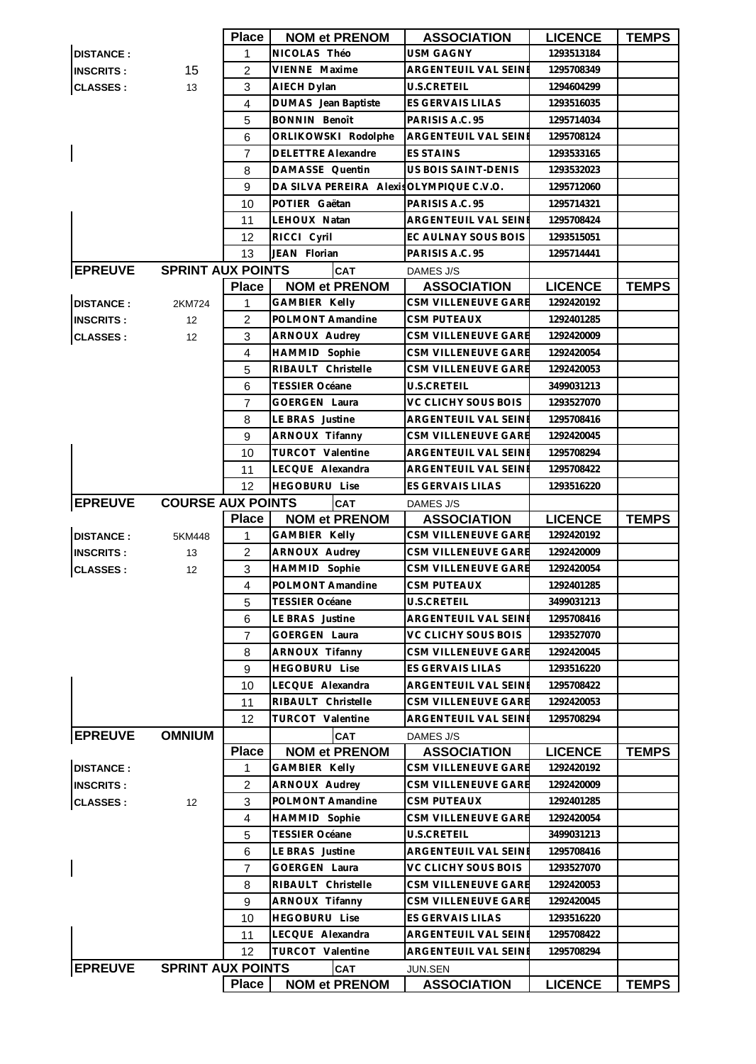| | | Place | NOM et PRENOM | ASSOCIATION | LICENCE | TEMPS |
|---|---|---|---|---|---|---|
| DISTANCE : | | 1 | NICOLAS Théo | USM GAGNY | 1293513184 | |
| INSCRITS : | 15 | 2 | VIENNE Maxime | ARGENTEUIL VAL SEINE | 1295708349 | |
| CLASSES : | 13 | 3 | AIECH Dylan | U.S.CRETEIL | 1294604299 | |
| | | 4 | DUMAS Jean Baptiste | ES GERVAIS LILAS | 1293516035 | |
| | | 5 | BONNIN Benoît | PARISIS A.C. 95 | 1295714034 | |
| | | 6 | ORLIKOWSKI Rodolphe | ARGENTEUIL VAL SEINE | 1295708124 | |
| | | 7 | DELETTRE Alexandre | ES STAINS | 1293533165 | |
| | | 8 | DAMASSE Quentin | US BOIS SAINT-DENIS | 1293532023 | |
| | | 9 | DA SILVA PEREIRA Alexis | OLYMPIQUE C.V.O. | 1295712060 | |
| | | 10 | POTIER Gaëtan | PARISIS A.C. 95 | 1295714321 | |
| | | 11 | LEHOUX Natan | ARGENTEUIL VAL SEINE | 1295708424 | |
| | | 12 | RICCI Cyril | EC AULNAY SOUS BOIS | 1293515051 | |
| | | 13 | JEAN Florian | PARISIS A.C. 95 | 1295714441 | |

| EPREUVE | SPRINT AUX POINTS | | CAT | DAMES J/S | | |
|---|---|---|---|---|---|---|
| | | Place | NOM et PRENOM | ASSOCIATION | LICENCE | TEMPS |
| DISTANCE : | 2KM724 | 1 | GAMBIER Kelly | CSM VILLENEUVE GARE | 1292420192 | |
| INSCRITS : | 12 | 2 | POLMONT Amandine | CSM PUTEAUX | 1292401285 | |
| CLASSES : | 12 | 3 | ARNOUX Audrey | CSM VILLENEUVE GARE | 1292420009 | |
| | | 4 | HAMMID Sophie | CSM VILLENEUVE GARE | 1292420054 | |
| | | 5 | RIBAULT Christelle | CSM VILLENEUVE GARE | 1292420053 | |
| | | 6 | TESSIER Océane | U.S.CRETEIL | 3499031213 | |
| | | 7 | GOERGEN Laura | VC CLICHY SOUS BOIS | 1293527070 | |
| | | 8 | LE BRAS Justine | ARGENTEUIL VAL SEINE | 1295708416 | |
| | | 9 | ARNOUX Tifanny | CSM VILLENEUVE GARE | 1292420045 | |
| | | 10 | TURCOT Valentine | ARGENTEUIL VAL SEINE | 1295708294 | |
| | | 11 | LECQUE Alexandra | ARGENTEUIL VAL SEINE | 1295708422 | |
| | | 12 | HEGOBURU Lise | ES GERVAIS LILAS | 1293516220 | |

| EPREUVE | COURSE AUX POINTS | | CAT | DAMES J/S | | |
|---|---|---|---|---|---|---|
| | | Place | NOM et PRENOM | ASSOCIATION | LICENCE | TEMPS |
| DISTANCE : | 5KM448 | 1 | GAMBIER Kelly | CSM VILLENEUVE GARE | 1292420192 | |
| INSCRITS : | 13 | 2 | ARNOUX Audrey | CSM VILLENEUVE GARE | 1292420009 | |
| CLASSES : | 12 | 3 | HAMMID Sophie | CSM VILLENEUVE GARE | 1292420054 | |
| | | 4 | POLMONT Amandine | CSM PUTEAUX | 1292401285 | |
| | | 5 | TESSIER Océane | U.S.CRETEIL | 3499031213 | |
| | | 6 | LE BRAS Justine | ARGENTEUIL VAL SEINE | 1295708416 | |
| | | 7 | GOERGEN Laura | VC CLICHY SOUS BOIS | 1293527070 | |
| | | 8 | ARNOUX Tifanny | CSM VILLENEUVE GARE | 1292420045 | |
| | | 9 | HEGOBURU Lise | ES GERVAIS LILAS | 1293516220 | |
| | | 10 | LECQUE Alexandra | ARGENTEUIL VAL SEINE | 1295708422 | |
| | | 11 | RIBAULT Christelle | CSM VILLENEUVE GARE | 1292420053 | |
| | | 12 | TURCOT Valentine | ARGENTEUIL VAL SEINE | 1295708294 | |

| EPREUVE | OMNIUM | | CAT | DAMES J/S | | |
|---|---|---|---|---|---|---|
| | | Place | NOM et PRENOM | ASSOCIATION | LICENCE | TEMPS |
| DISTANCE : | | 1 | GAMBIER Kelly | CSM VILLENEUVE GARE | 1292420192 | |
| INSCRITS : | | 2 | ARNOUX Audrey | CSM VILLENEUVE GARE | 1292420009 | |
| CLASSES : | 12 | 3 | POLMONT Amandine | CSM PUTEAUX | 1292401285 | |
| | | 4 | HAMMID Sophie | CSM VILLENEUVE GARE | 1292420054 | |
| | | 5 | TESSIER Océane | U.S.CRETEIL | 3499031213 | |
| | | 6 | LE BRAS Justine | ARGENTEUIL VAL SEINE | 1295708416 | |
| | | 7 | GOERGEN Laura | VC CLICHY SOUS BOIS | 1293527070 | |
| | | 8 | RIBAULT Christelle | CSM VILLENEUVE GARE | 1292420053 | |
| | | 9 | ARNOUX Tifanny | CSM VILLENEUVE GARE | 1292420045 | |
| | | 10 | HEGOBURU Lise | ES GERVAIS LILAS | 1293516220 | |
| | | 11 | LECQUE Alexandra | ARGENTEUIL VAL SEINE | 1295708422 | |
| | | 12 | TURCOT Valentine | ARGENTEUIL VAL SEINE | 1295708294 | |

| EPREUVE | SPRINT AUX POINTS | | CAT | JUN.SEN | | |
|---|---|---|---|---|---|---|
| | | Place | NOM et PRENOM | ASSOCIATION | LICENCE | TEMPS |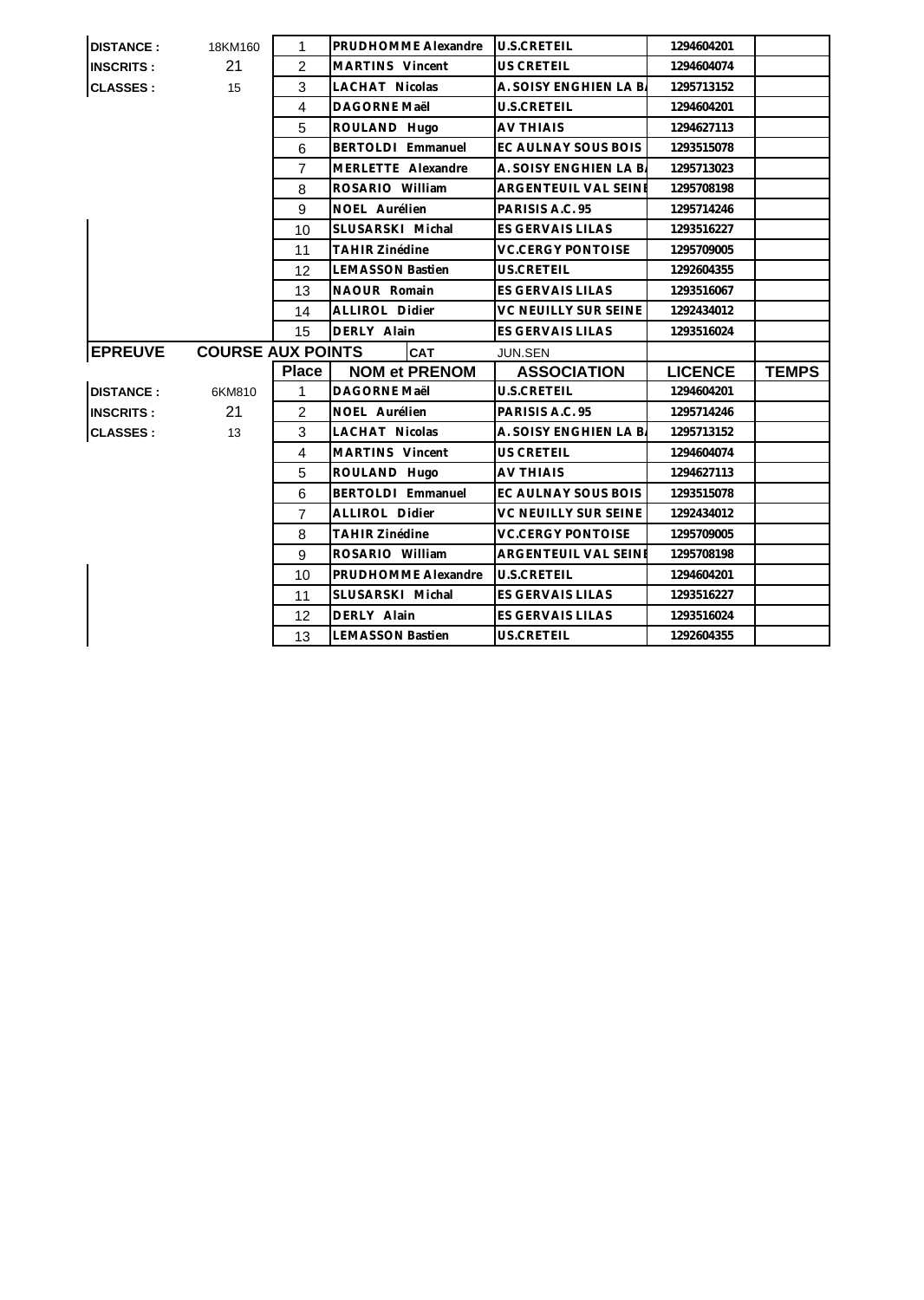| | | Place | NOM et PRENOM | ASSOCIATION | LICENCE | TEMPS |
|---|---|---|---|---|---|---|
| DISTANCE : | 18KM160 | 1 | PRUDHOMME Alexandre | U.S.CRETEIL | 1294604201 | |
| INSCRITS : | 21 | 2 | MARTINS Vincent | US CRETEIL | 1294604074 | |
| CLASSES : | 15 | 3 | LACHAT Nicolas | A. SOISY ENGHIEN LA B | 1295713152 | |
| | | 4 | DAGORNE Maël | U.S.CRETEIL | 1294604201 | |
| | | 5 | ROULAND Hugo | AV THIAIS | 1294627113 | |
| | | 6 | BERTOLDI Emmanuel | EC AULNAY SOUS BOIS | 1293515078 | |
| | | 7 | MERLETTE Alexandre | A. SOISY ENGHIEN LA B | 1295713023 | |
| | | 8 | ROSARIO William | ARGENTEUIL VAL SEINE | 1295708198 | |
| | | 9 | NOEL Aurélien | PARISIS A.C. 95 | 1295714246 | |
| | | 10 | SLUSARSKI Michal | ES GERVAIS LILAS | 1293516227 | |
| | | 11 | TAHIR Zinédine | VC.CERGY PONTOISE | 1295709005 | |
| | | 12 | LEMASSON Bastien | US.CRETEIL | 1292604355 | |
| | | 13 | NAOUR Romain | ES GERVAIS LILAS | 1293516067 | |
| | | 14 | ALLIROL Didier | VC NEUILLY SUR SEINE | 1292434012 | |
| | | 15 | DERLY Alain | ES GERVAIS LILAS | 1293516024 | |

| EPREUVE | COURSE AUX POINTS | | CAT | JUN.SEN | | |
|---|---|---|---|---|---|---|
| | | **Place** | **NOM et PRENOM** | **ASSOCIATION** | **LICENCE** | **TEMPS** |
| DISTANCE : | 6KM810 | 1 | DAGORNE Maël | U.S.CRETEIL | 1294604201 | |
| INSCRITS : | 21 | 2 | NOEL Aurélien | PARISIS A.C. 95 | 1295714246 | |
| CLASSES : | 13 | 3 | LACHAT Nicolas | A. SOISY ENGHIEN LA B | 1295713152 | |
| | | 4 | MARTINS Vincent | US CRETEIL | 1294604074 | |
| | | 5 | ROULAND Hugo | AV THIAIS | 1294627113 | |
| | | 6 | BERTOLDI Emmanuel | EC AULNAY SOUS BOIS | 1293515078 | |
| | | 7 | ALLIROL Didier | VC NEUILLY SUR SEINE | 1292434012 | |
| | | 8 | TAHIR Zinédine | VC.CERGY PONTOISE | 1295709005 | |
| | | 9 | ROSARIO William | ARGENTEUIL VAL SEINE | 1295708198 | |
| | | 10 | PRUDHOMME Alexandre | U.S.CRETEIL | 1294604201 | |
| | | 11 | SLUSARSKI Michal | ES GERVAIS LILAS | 1293516227 | |
| | | 12 | DERLY Alain | ES GERVAIS LILAS | 1293516024 | |
| | | 13 | LEMASSON Bastien | US.CRETEIL | 1292604355 | |